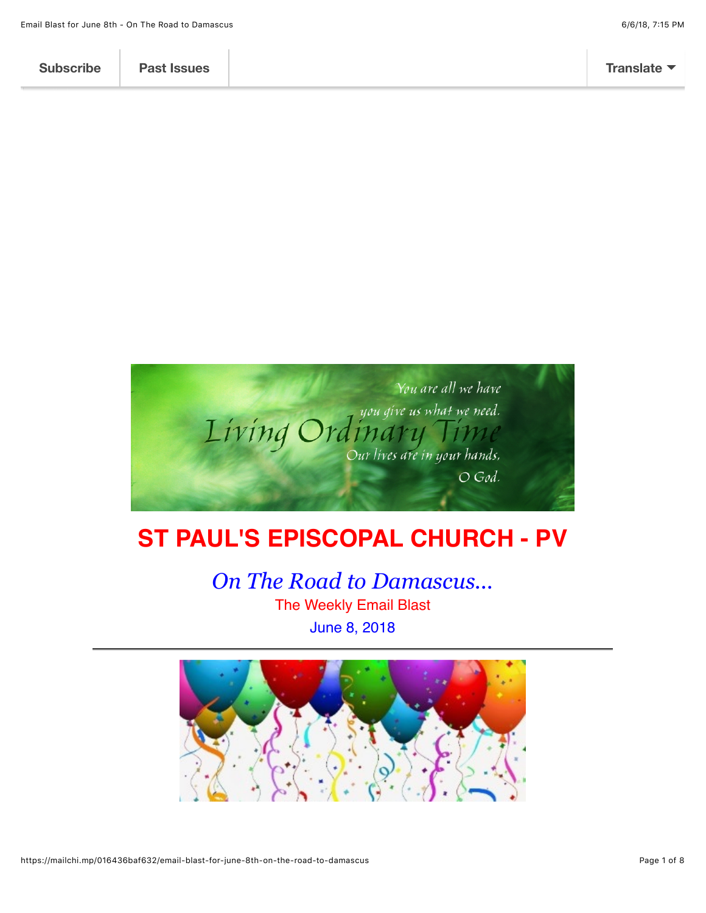Subscribe | Past Issues | Translate

# ST PAUL'S EPISCOPAL CHURCH - PV

## *On The Road to Damascus...*

The Weekly Email Blast

June 8, 2018

---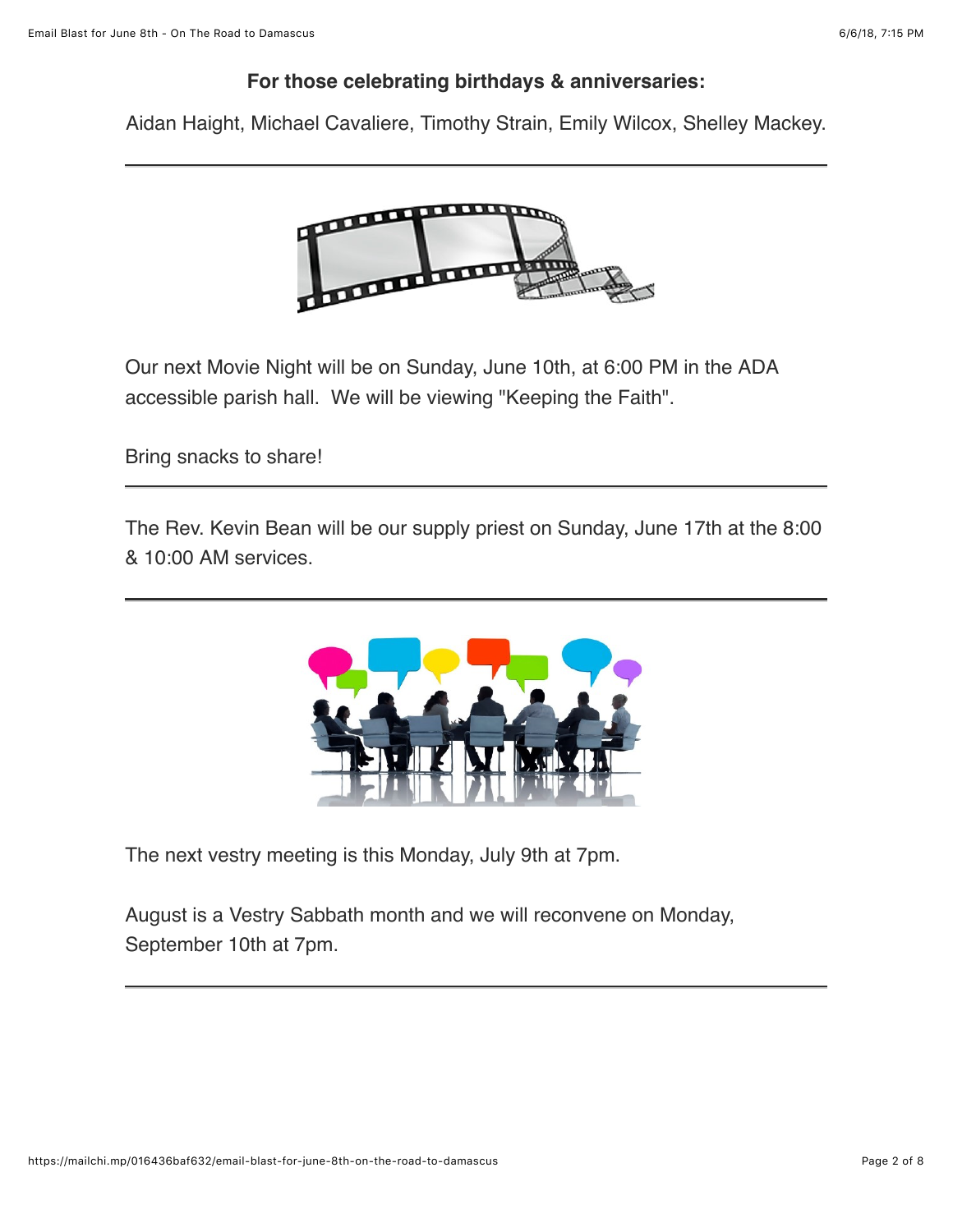**For those celebrating birthdays & anniversaries:**

Aidan Haight, Michael Cavaliere, Timothy Strain, Emily Wilcox, Shelley Mackey.

---

Our next Movie Night will be on Sunday, June 10th, at 6:00 PM in the ADA accessible parish hall. We will be viewing "Keeping the Faith".

Bring snacks to share!

---

The Rev. Kevin Bean will be our supply priest on Sunday, June 17th at the 8:00 & 10:00 AM services.

---

The next vestry meeting is this Monday, July 9th at 7pm.

August is a Vestry Sabbath month and we will reconvene on Monday, September 10th at 7pm.

---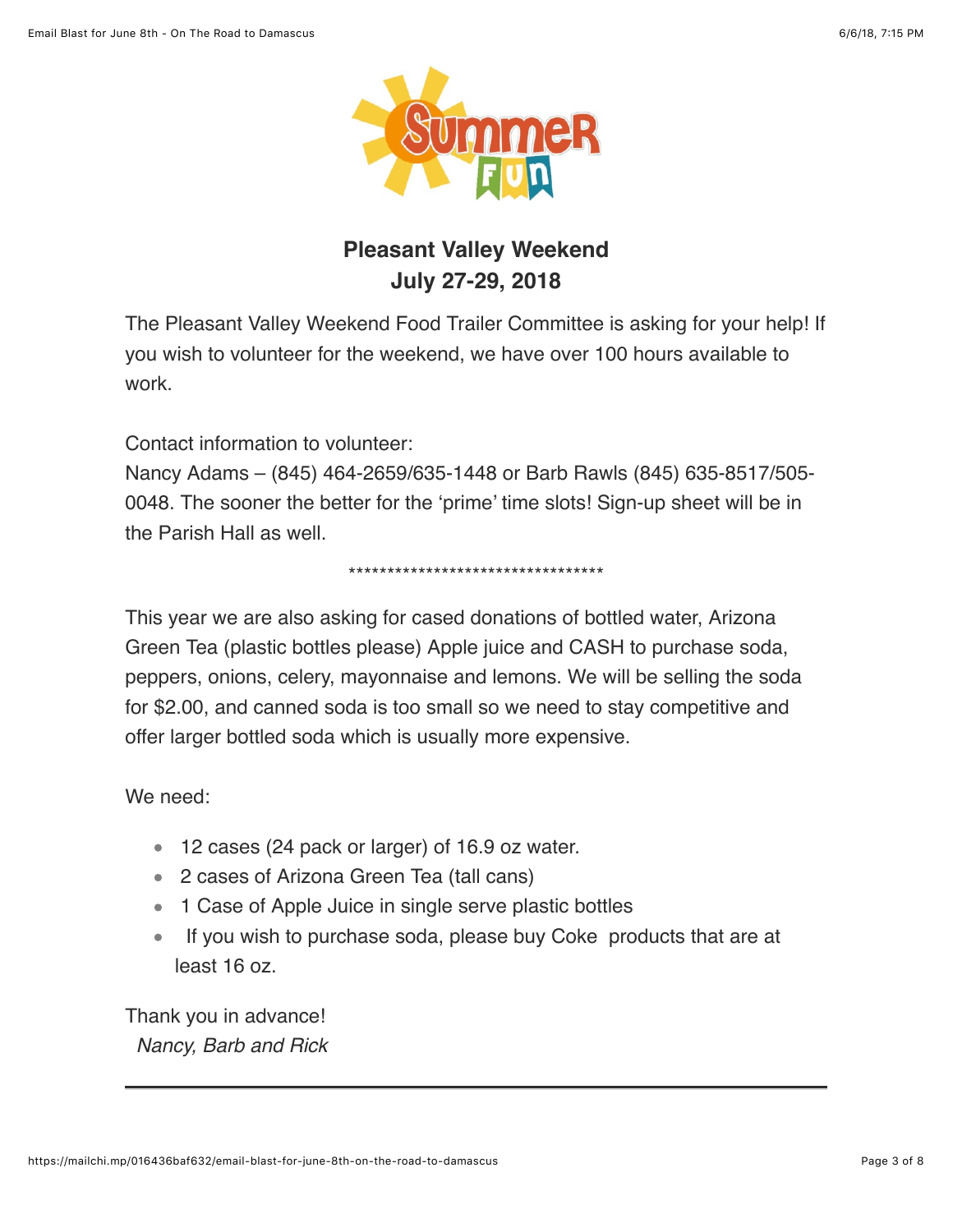**Pleasant Valley Weekend**
**July 27-29, 2018**

The Pleasant Valley Weekend Food Trailer Committee is asking for your help! If you wish to volunteer for the weekend, we have over 100 hours available to work.

Contact information to volunteer:
Nancy Adams – (845) 464-2659/635-1448 or Barb Rawls (845) 635-8517/505-0048. The sooner the better for the 'prime' time slots! Sign-up sheet will be in the Parish Hall as well.

**********************************

This year we are also asking for cased donations of bottled water, Arizona Green Tea (plastic bottles please) Apple juice and CASH to purchase soda, peppers, onions, celery, mayonnaise and lemons. We will be selling the soda for $2.00, and canned soda is too small so we need to stay competitive and offer larger bottled soda which is usually more expensive.

We need:

- 12 cases (24 pack or larger) of 16.9 oz water.
- 2 cases of Arizona Green Tea (tall cans)
- 1 Case of Apple Juice in single serve plastic bottles
- If you wish to purchase soda, please buy Coke products that are at least 16 oz.

Thank you in advance!
*Nancy, Barb and Rick*

---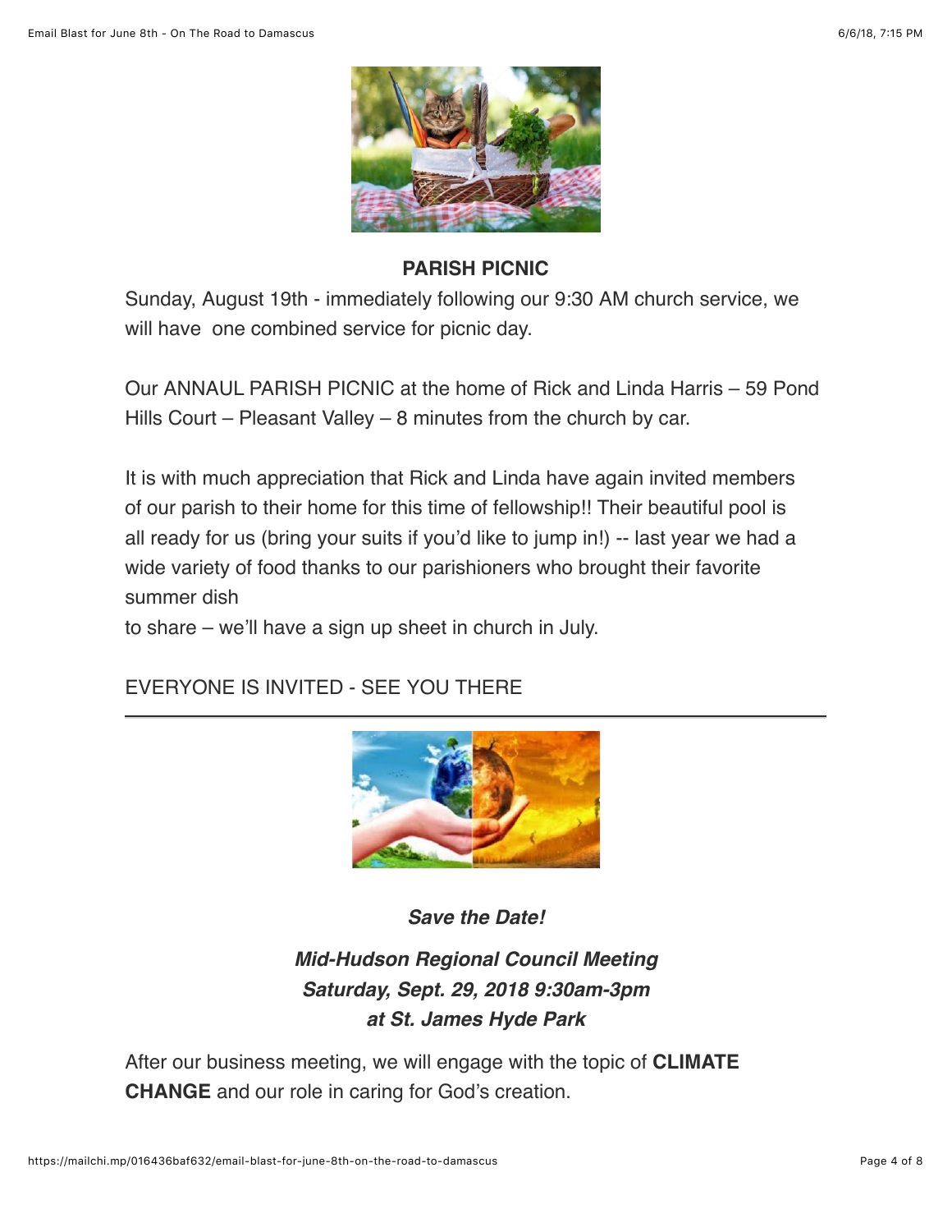**PARISH PICNIC**

Sunday, August 19th - immediately following our 9:30 AM church service, we will have one combined service for picnic day.

Our ANNAUL PARISH PICNIC at the home of Rick and Linda Harris – 59 Pond Hills Court – Pleasant Valley – 8 minutes from the church by car.

It is with much appreciation that Rick and Linda have again invited members of our parish to their home for this time of fellowship!! Their beautiful pool is all ready for us (bring your suits if you'd like to jump in!) -- last year we had a wide variety of food thanks to our parishioners who brought their favorite summer dish
to share – we'll have a sign up sheet in church in July.

EVERYONE IS INVITED - SEE YOU THERE

---

***Save the Date!***

***Mid-Hudson Regional Council Meeting***
***Saturday, Sept. 29, 2018 9:30am-3pm***
***at St. James Hyde Park***

After our business meeting, we will engage with the topic of **CLIMATE CHANGE** and our role in caring for God's creation.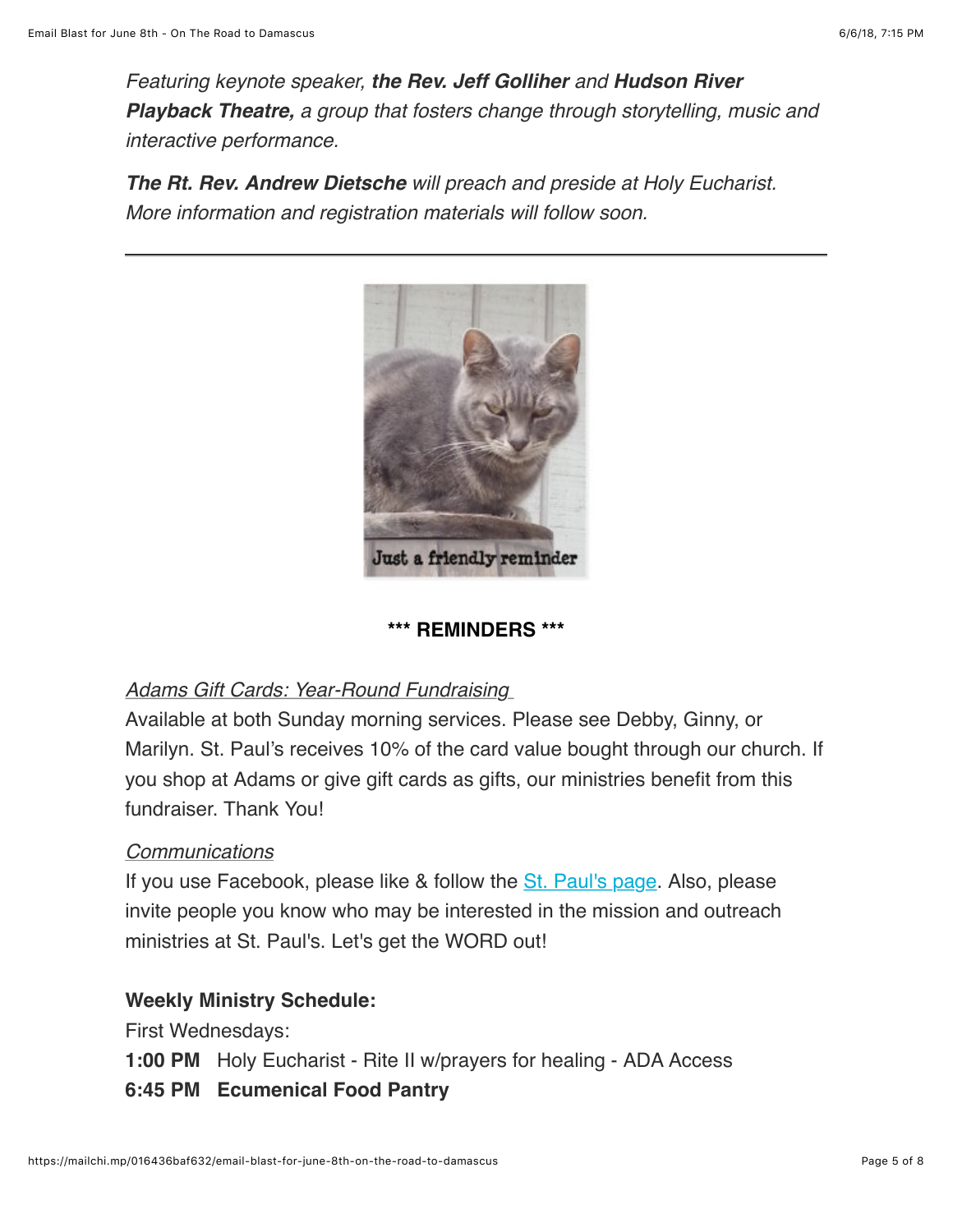*Featuring keynote speaker, **the Rev. Jeff Golliher** and **Hudson River Playback Theatre,** a group that fosters change through storytelling, music and interactive performance.*

***The Rt. Rev. Andrew Dietsche** will preach and preside at Holy Eucharist. More information and registration materials will follow soon.*

---

**\*\*\* REMINDERS \*\*\***

*Adams Gift Cards: Year-Round Fundraising*
Available at both Sunday morning services. Please see Debby, Ginny, or Marilyn. St. Paul's receives 10% of the card value bought through our church. If you shop at Adams or give gift cards as gifts, our ministries benefit from this fundraiser. Thank You!

*Communications*
If you use Facebook, please like & follow the St. Paul's page. Also, please invite people you know who may be interested in the mission and outreach ministries at St. Paul's. Let's get the WORD out!

**Weekly Ministry Schedule:**
First Wednesdays:
**1:00 PM** Holy Eucharist - Rite II w/prayers for healing - ADA Access
**6:45 PM Ecumenical Food Pantry**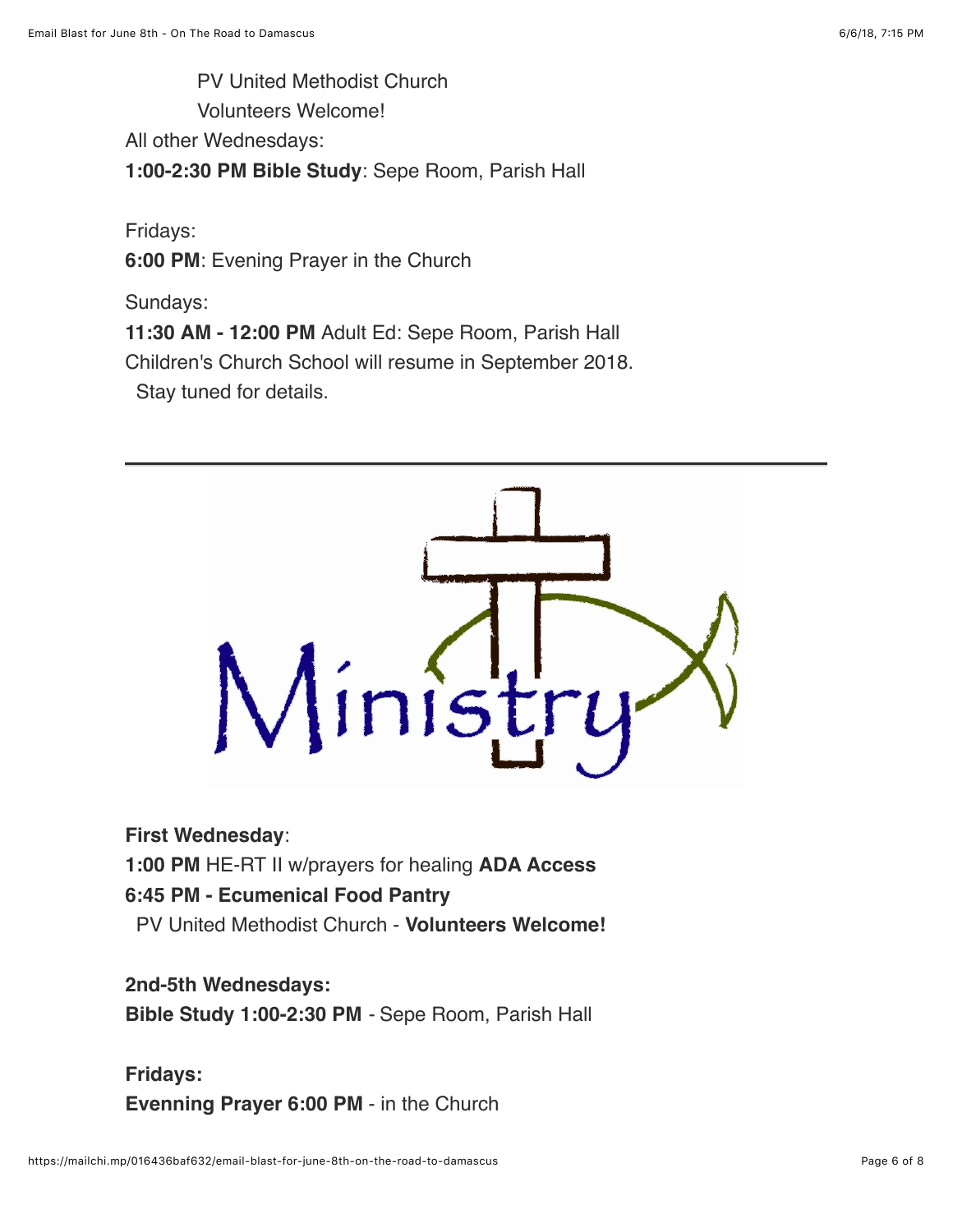PV United Methodist Church

Volunteers Welcome!

All other Wednesdays:

**1:00-2:30 PM Bible Study**: Sepe Room, Parish Hall

Fridays:

**6:00 PM**: Evening Prayer in the Church

Sundays:

**11:30 AM - 12:00 PM** Adult Ed: Sepe Room, Parish Hall

Children's Church School will resume in September 2018. Stay tuned for details.

---

Ministry

**First Wednesday**:

**1:00 PM** HE-RT II w/prayers for healing **ADA Access**

**6:45 PM - Ecumenical Food Pantry**

PV United Methodist Church - **Volunteers Welcome!**

**2nd-5th Wednesdays:**

**Bible Study 1:00-2:30 PM** - Sepe Room, Parish Hall

**Fridays:**

**Evenning Prayer 6:00 PM** - in the Church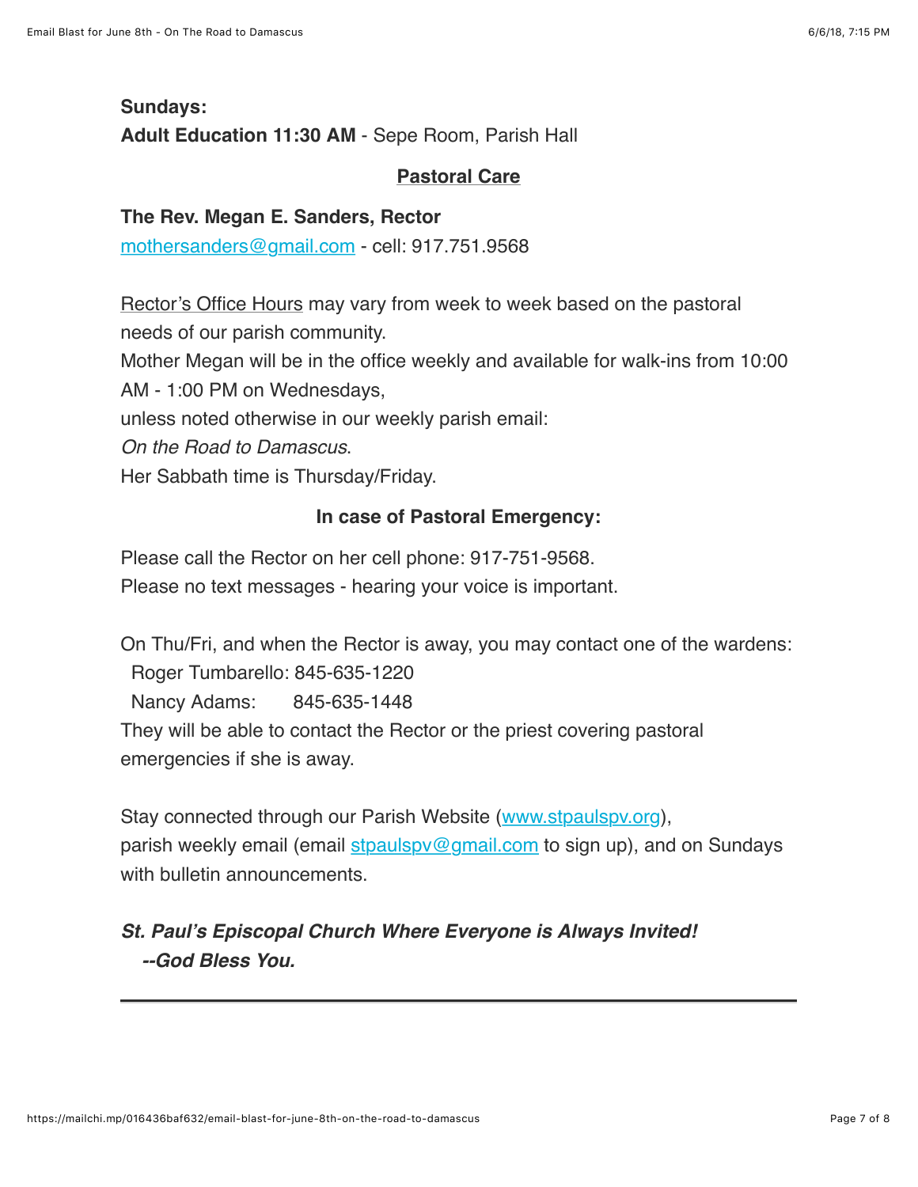**Sundays:**
**Adult Education 11:30 AM** - Sepe Room, Parish Hall

## Pastoral Care

**The Rev. Megan E. Sanders, Rector**
mothersanders@gmail.com - cell: 917.751.9568

Rector's Office Hours may vary from week to week based on the pastoral needs of our parish community.
Mother Megan will be in the office weekly and available for walk-ins from 10:00 AM - 1:00 PM on Wednesdays,
unless noted otherwise in our weekly parish email:
*On the Road to Damascus*.
Her Sabbath time is Thursday/Friday.

**In case of Pastoral Emergency:**

Please call the Rector on her cell phone: 917-751-9568.
Please no text messages - hearing your voice is important.

On Thu/Fri, and when the Rector is away, you may contact one of the wardens:
Roger Tumbarello: 845-635-1220
Nancy Adams: 845-635-1448
They will be able to contact the Rector or the priest covering pastoral emergencies if she is away.

Stay connected through our Parish Website (www.stpaulspv.org), parish weekly email (email stpaulspv@gmail.com to sign up), and on Sundays with bulletin announcements.

***St. Paul's Episcopal Church Where Everyone is Always Invited!***
***--God Bless You.***

---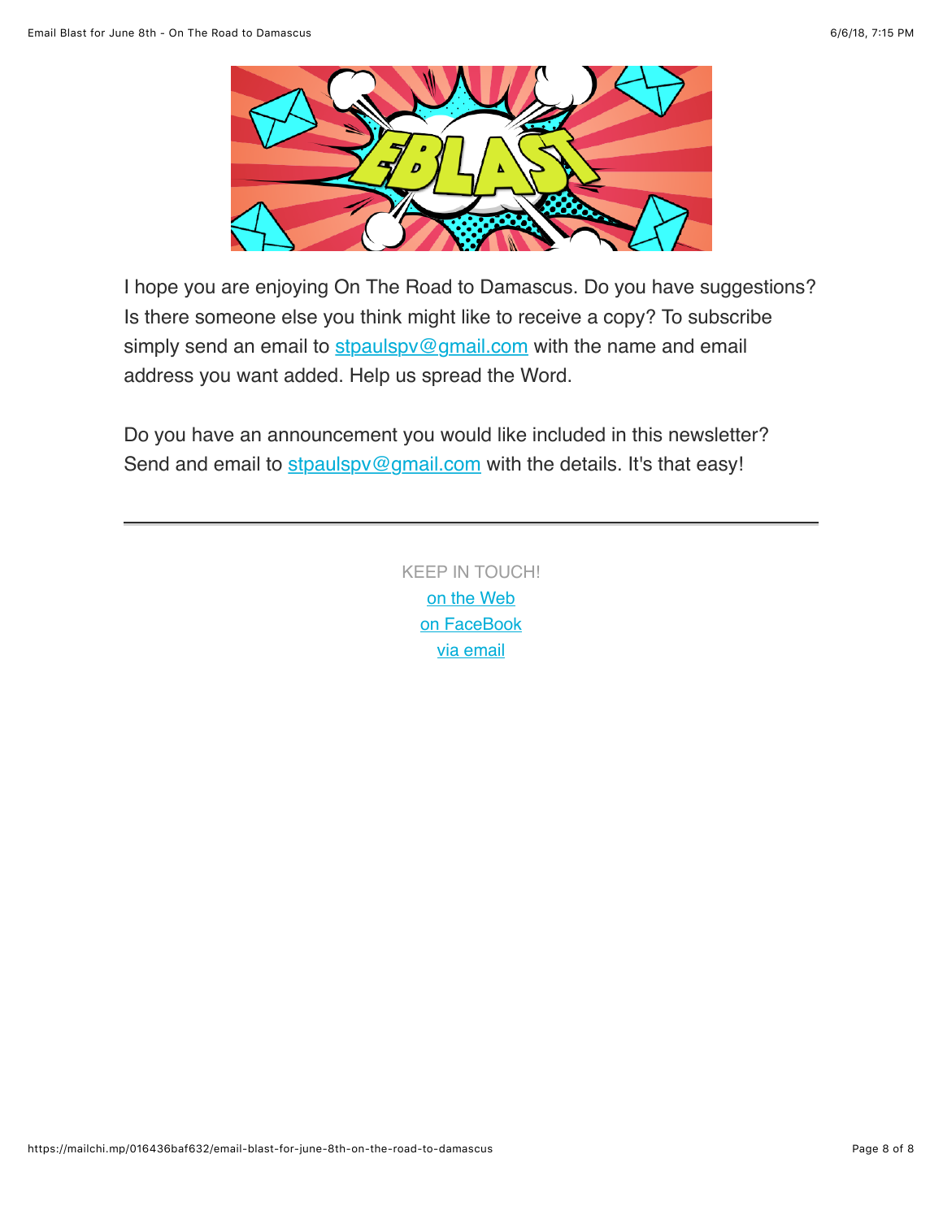I hope you are enjoying On The Road to Damascus. Do you have suggestions? Is there someone else you think might like to receive a copy? To subscribe simply send an email to stpaulspv@gmail.com with the name and email address you want added. Help us spread the Word.

Do you have an announcement you would like included in this newsletter? Send and email to stpaulspv@gmail.com with the details. It's that easy!

---

KEEP IN TOUCH!
on the Web
on FaceBook
via email